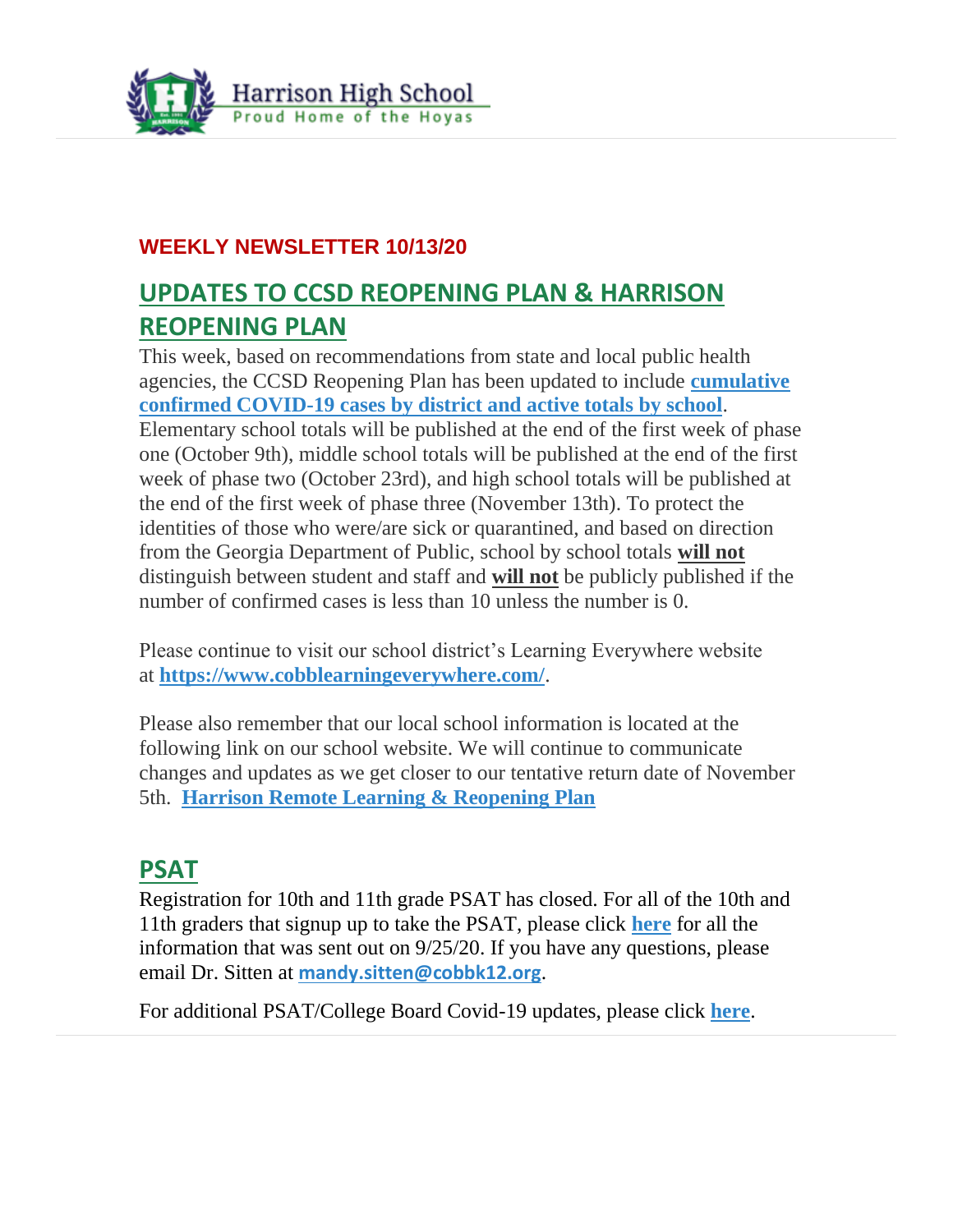Harrison High School
Proud Home of the Hoyas

**WEEKLY NEWSLETTER 10/13/20**

## UPDATES TO CCSD REOPENING PLAN & HARRISON REOPENING PLAN

This week, based on recommendations from state and local public health agencies, the CCSD Reopening Plan has been updated to include **cumulative confirmed COVID-19 cases by district and active totals by school**. Elementary school totals will be published at the end of the first week of phase one (October 9th), middle school totals will be published at the end of the first week of phase two (October 23rd), and high school totals will be published at the end of the first week of phase three (November 13th). To protect the identities of those who were/are sick or quarantined, and based on direction from the Georgia Department of Public, school by school totals **will not** distinguish between student and staff and **will not** be publicly published if the number of confirmed cases is less than 10 unless the number is 0.

Please continue to visit our school district's Learning Everywhere website at **https://www.cobblearningeverywhere.com/**.

Please also remember that our local school information is located at the following link on our school website. We will continue to communicate changes and updates as we get closer to our tentative return date of November 5th. **Harrison Remote Learning & Reopening Plan**

## PSAT

Registration for 10th and 11th grade PSAT has closed. For all of the 10th and 11th graders that signup up to take the PSAT, please click **here** for all the information that was sent out on 9/25/20. If you have any questions, please email Dr. Sitten at **mandy.sitten@cobbk12.org**.

For additional PSAT/College Board Covid-19 updates, please click **here**.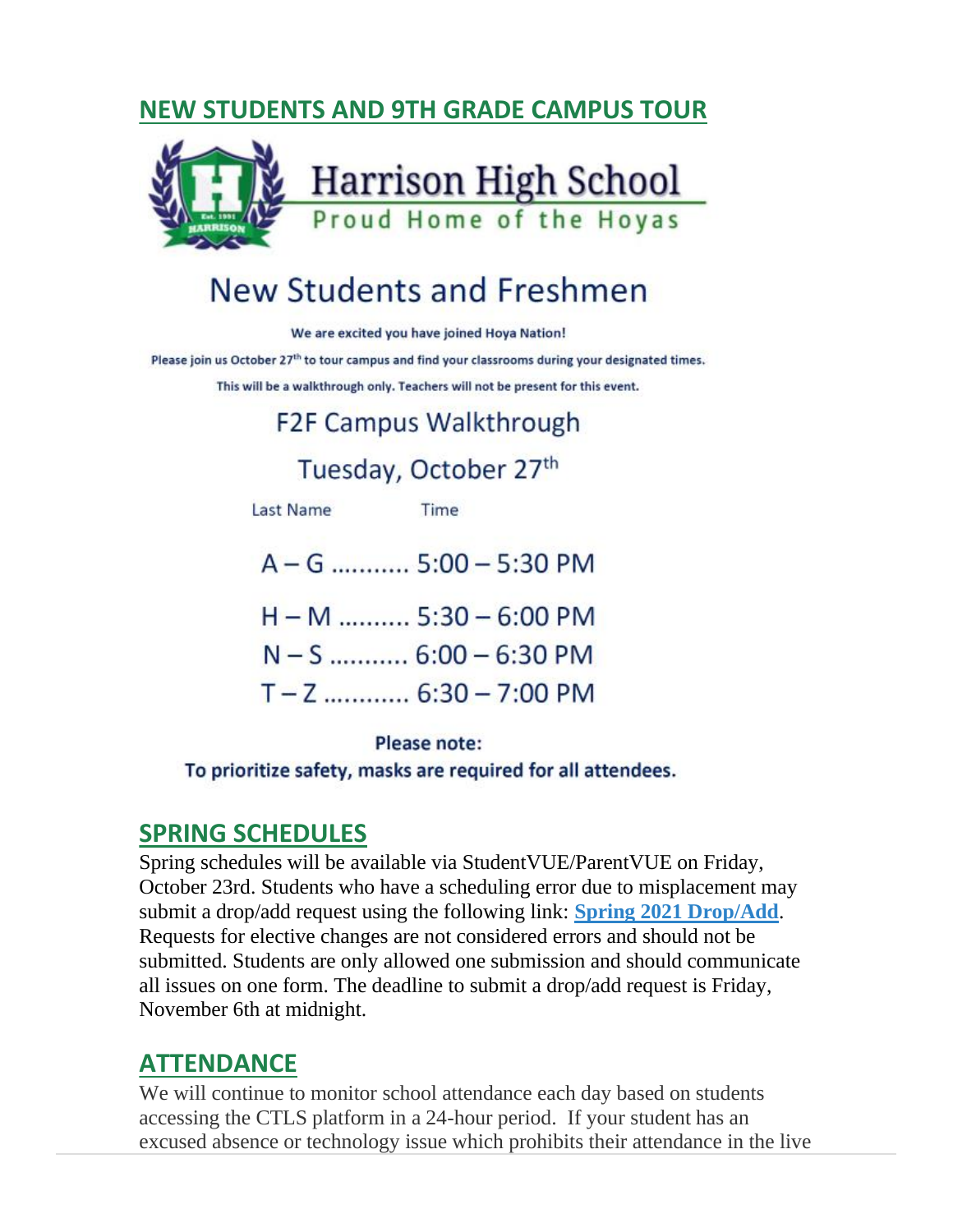## NEW STUDENTS AND 9TH GRADE CAMPUS TOUR

Harrison High School

Proud Home of the Hoyas

# New Students and Freshmen

**We are excited you have joined Hoya Nation!**

**Please join us October 27th to tour campus and find your classrooms during your designated times.**

**This will be a walkthrough only. Teachers will not be present for this event.**

F2F Campus Walkthrough

Tuesday, October 27th

| Last Name | Time |
|---|---|
| A – G | 5:00 – 5:30 PM |
| H – M | 5:30 – 6:00 PM |
| N – S | 6:00 – 6:30 PM |
| T – Z | 6:30 – 7:00 PM |

**Please note:**

**To prioritize safety, masks are required for all attendees.**

## SPRING SCHEDULES

Spring schedules will be available via StudentVUE/ParentVUE on Friday, October 23rd. Students who have a scheduling error due to misplacement may submit a drop/add request using the following link: **Spring 2021 Drop/Add**. Requests for elective changes are not considered errors and should not be submitted. Students are only allowed one submission and should communicate all issues on one form. The deadline to submit a drop/add request is Friday, November 6th at midnight.

## ATTENDANCE

We will continue to monitor school attendance each day based on students accessing the CTLS platform in a 24-hour period. If your student has an excused absence or technology issue which prohibits their attendance in the live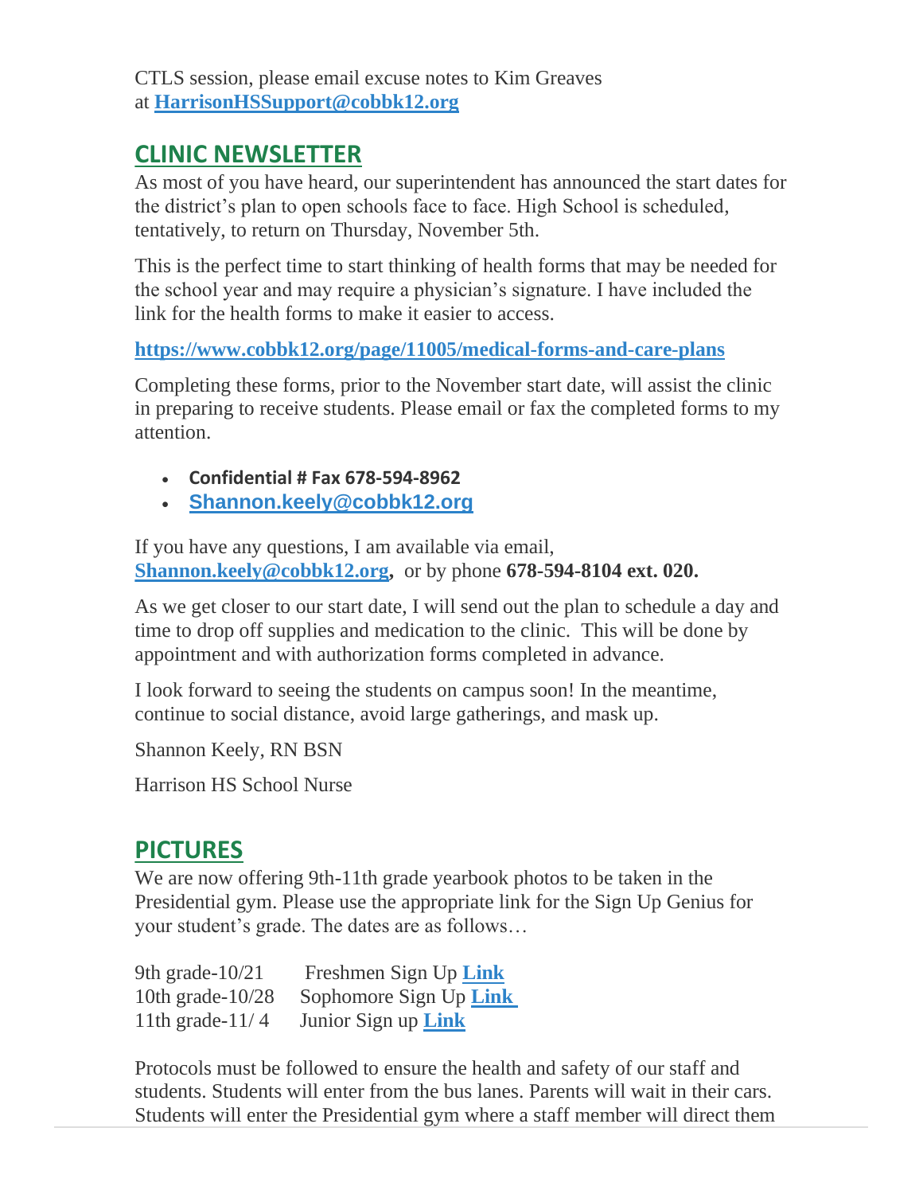CTLS session, please email excuse notes to Kim Greaves at **HarrisonHSSupport@cobbk12.org**

## CLINIC NEWSLETTER

As most of you have heard, our superintendent has announced the start dates for the district's plan to open schools face to face. High School is scheduled, tentatively, to return on Thursday, November 5th.

This is the perfect time to start thinking of health forms that may be needed for the school year and may require a physician's signature. I have included the link for the health forms to make it easier to access.

**https://www.cobbk12.org/page/11005/medical-forms-and-care-plans**

Completing these forms, prior to the November start date, will assist the clinic in preparing to receive students. Please email or fax the completed forms to my attention.

- **Confidential # Fax 678-594-8962**
- **Shannon.keely@cobbk12.org**

If you have any questions, I am available via email, **Shannon.keely@cobbk12.org,** or by phone **678-594-8104 ext. 020.**

As we get closer to our start date, I will send out the plan to schedule a day and time to drop off supplies and medication to the clinic. This will be done by appointment and with authorization forms completed in advance.

I look forward to seeing the students on campus soon! In the meantime, continue to social distance, avoid large gatherings, and mask up.

Shannon Keely, RN BSN

Harrison HS School Nurse

## PICTURES

We are now offering 9th-11th grade yearbook photos to be taken in the Presidential gym. Please use the appropriate link for the Sign Up Genius for your student's grade. The dates are as follows…

9th grade-10/21 Freshmen Sign Up **Link**
10th grade-10/28 Sophomore Sign Up **Link**
11th grade-11/ 4 Junior Sign up **Link**

Protocols must be followed to ensure the health and safety of our staff and students. Students will enter from the bus lanes. Parents will wait in their cars. Students will enter the Presidential gym where a staff member will direct them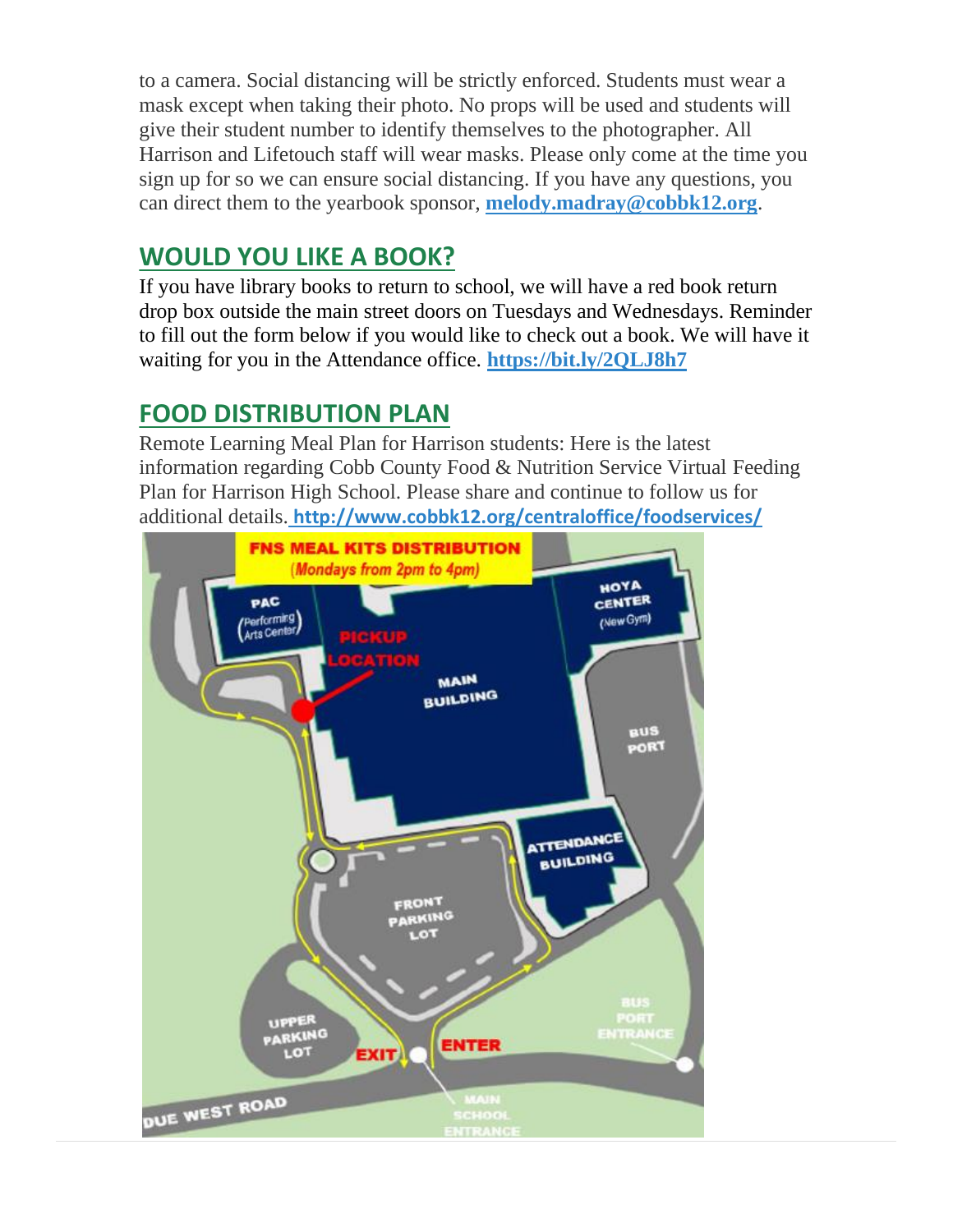to a camera. Social distancing will be strictly enforced. Students must wear a mask except when taking their photo. No props will be used and students will give their student number to identify themselves to the photographer. All Harrison and Lifetouch staff will wear masks. Please only come at the time you sign up for so we can ensure social distancing. If you have any questions, you can direct them to the yearbook sponsor, **melody.madray@cobbk12.org**.

## WOULD YOU LIKE A BOOK?

If you have library books to return to school, we will have a red book return drop box outside the main street doors on Tuesdays and Wednesdays. Reminder to fill out the form below if you would like to check out a book. We will have it waiting for you in the Attendance office. **https://bit.ly/2QLJ8h7**

## FOOD DISTRIBUTION PLAN

Remote Learning Meal Plan for Harrison students: Here is the latest information regarding Cobb County Food & Nutrition Service Virtual Feeding Plan for Harrison High School. Please share and continue to follow us for additional details. **http://www.cobbk12.org/centraloffice/foodservices/**

FNS MEAL KITS DISTRIBUTION
(Mondays from 2pm to 4pm)

PAC (Performing Arts Center)
PICKUP LOCATION
MAIN BUILDING
HOYA CENTER (New Gym)
BUS PORT
ATTENDANCE BUILDING
FRONT PARKING LOT
UPPER PARKING LOT
EXIT
ENTER
BUS PORT ENTRANCE
MAIN SCHOOL ENTRANCE
DUE WEST ROAD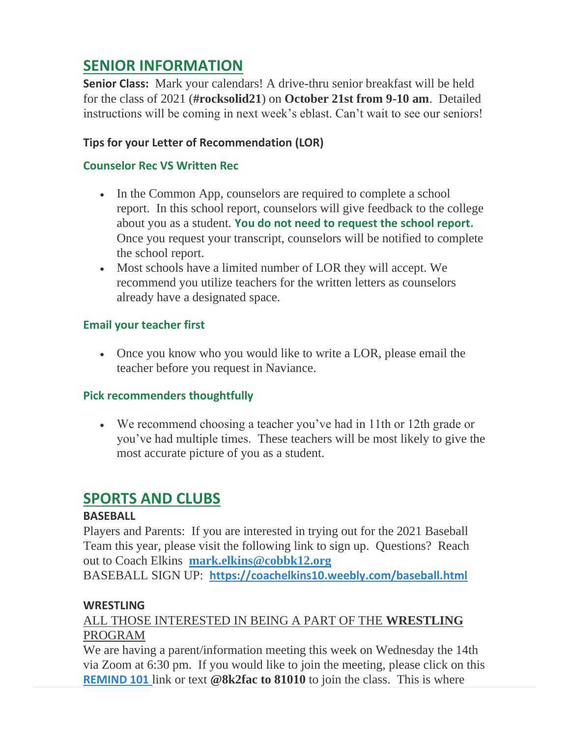## SENIOR INFORMATION

**Senior Class:** Mark your calendars! A drive-thru senior breakfast will be held for the class of 2021 (**#rocksolid21**) on **October 21st from 9-10 am**. Detailed instructions will be coming in next week's eblast. Can't wait to see our seniors!

### Tips for your Letter of Recommendation (LOR)

#### Counselor Rec VS Written Rec

- In the Common App, counselors are required to complete a school report. In this school report, counselors will give feedback to the college about you as a student. **You do not need to request the school report.** Once you request your transcript, counselors will be notified to complete the school report.
- Most schools have a limited number of LOR they will accept. We recommend you utilize teachers for the written letters as counselors already have a designated space.

#### Email your teacher first

- Once you know who you would like to write a LOR, please email the teacher before you request in Naviance.

#### Pick recommenders thoughtfully

- We recommend choosing a teacher you've had in 11th or 12th grade or you've had multiple times. These teachers will be most likely to give the most accurate picture of you as a student.

## SPORTS AND CLUBS

**BASEBALL**

Players and Parents: If you are interested in trying out for the 2021 Baseball Team this year, please visit the following link to sign up. Questions? Reach out to Coach Elkins **mark.elkins@cobbk12.org**
BASEBALL SIGN UP: **https://coachelkins10.weebly.com/baseball.html**

**WRESTLING**

ALL THOSE INTERESTED IN BEING A PART OF THE **WRESTLING** PROGRAM

We are having a parent/information meeting this week on Wednesday the 14th via Zoom at 6:30 pm. If you would like to join the meeting, please click on this **REMIND 101** link or text **@8k2fac to 81010** to join the class. This is where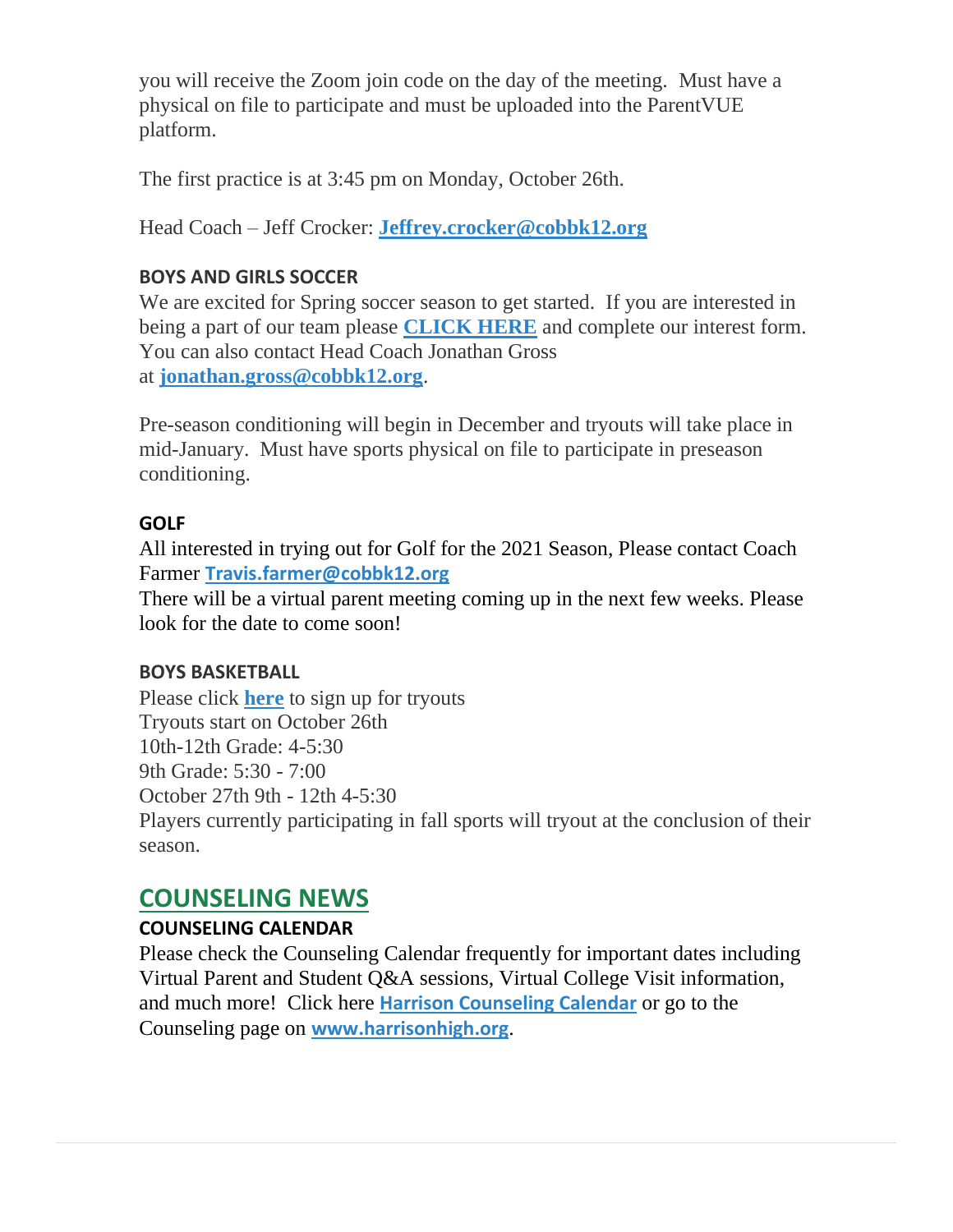you will receive the Zoom join code on the day of the meeting. Must have a physical on file to participate and must be uploaded into the ParentVUE platform.

The first practice is at 3:45 pm on Monday, October 26th.

Head Coach – Jeff Crocker: **Jeffrey.crocker@cobbk12.org**

#### BOYS AND GIRLS SOCCER

We are excited for Spring soccer season to get started. If you are interested in being a part of our team please **CLICK HERE** and complete our interest form. You can also contact Head Coach Jonathan Gross at **jonathan.gross@cobbk12.org**.

Pre-season conditioning will begin in December and tryouts will take place in mid-January. Must have sports physical on file to participate in preseason conditioning.

#### GOLF

All interested in trying out for Golf for the 2021 Season, Please contact Coach Farmer **Travis.farmer@cobbk12.org**
There will be a virtual parent meeting coming up in the next few weeks. Please look for the date to come soon!

#### BOYS BASKETBALL

Please click **here** to sign up for tryouts
Tryouts start on October 26th
10th-12th Grade: 4-5:30
9th Grade: 5:30 - 7:00
October 27th 9th - 12th 4-5:30
Players currently participating in fall sports will tryout at the conclusion of their season.

## COUNSELING NEWS

#### COUNSELING CALENDAR

Please check the Counseling Calendar frequently for important dates including Virtual Parent and Student Q&A sessions, Virtual College Visit information, and much more! Click here **Harrison Counseling Calendar** or go to the Counseling page on **www.harrisonhigh.org**.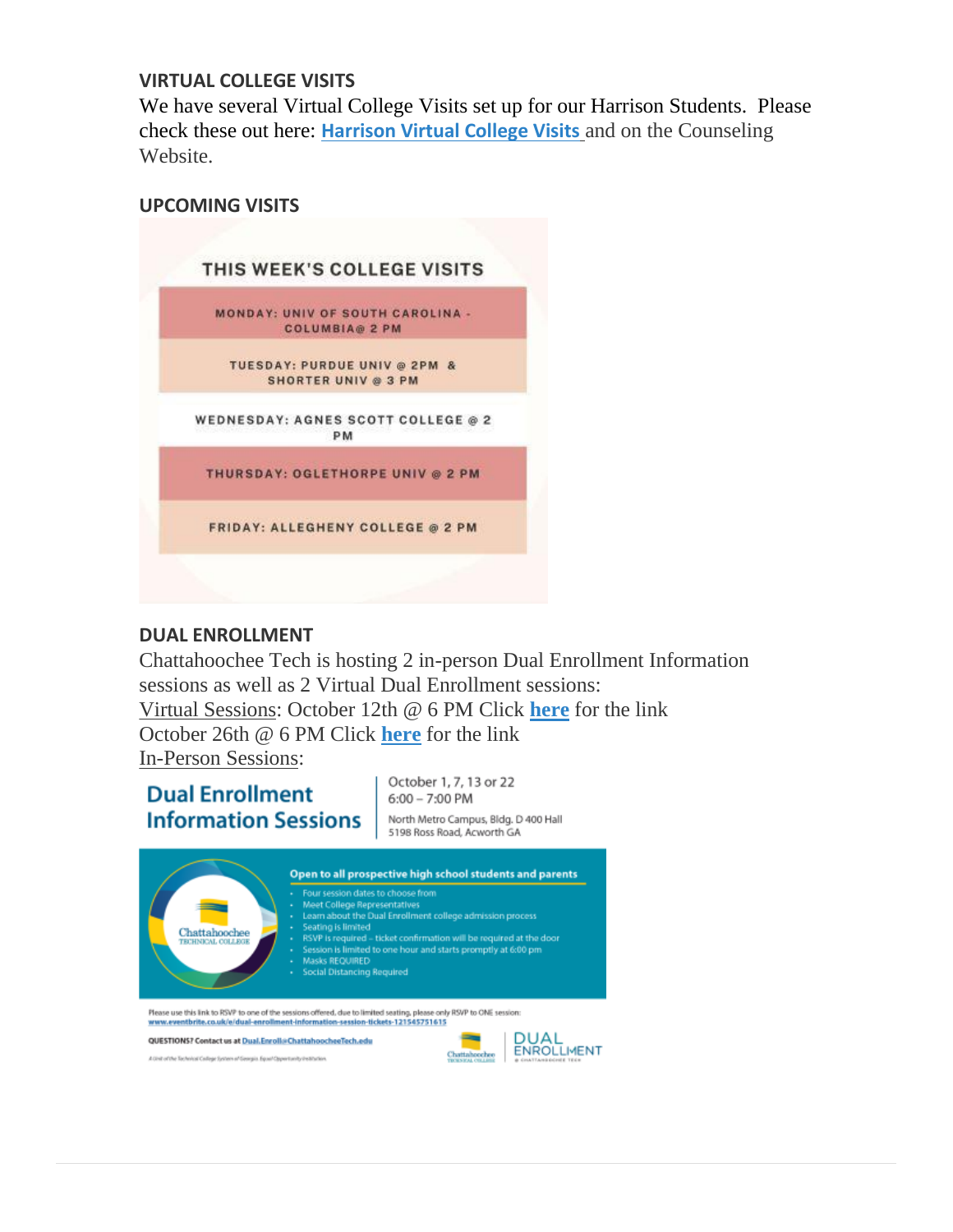### VIRTUAL COLLEGE VISITS

We have several Virtual College Visits set up for our Harrison Students. Please check these out here: Harrison Virtual College Visits and on the Counseling Website.

### UPCOMING VISITS

THIS WEEK'S COLLEGE VISITS

MONDAY: UNIV OF SOUTH CAROLINA - COLUMBIA@ 2 PM

TUESDAY: PURDUE UNIV @ 2PM & SHORTER UNIV @ 3 PM

WEDNESDAY: AGNES SCOTT COLLEGE @ 2 PM

THURSDAY: OGLETHORPE UNIV @ 2 PM

FRIDAY: ALLEGHENY COLLEGE @ 2 PM

### DUAL ENROLLMENT

Chattahoochee Tech is hosting 2 in-person Dual Enrollment Information sessions as well as 2 Virtual Dual Enrollment sessions:

Virtual Sessions: October 12th @ 6 PM Click **here** for the link

October 26th @ 6 PM Click **here** for the link

In-Person Sessions:

**Dual Enrollment Information Sessions**

October 1, 7, 13 or 22
6:00 – 7:00 PM
North Metro Campus, Bldg. D 400 Hall
5198 Ross Road, Acworth GA

Chattahoochee TECHNICAL COLLEGE

**Open to all prospective high school students and parents**

- Four session dates to choose from
- Meet College Representatives
- Learn about the Dual Enrollment college admission process
- Seating is limited
- RSVP is required – ticket confirmation will be required at the door
- Session is limited to one hour and starts promptly at 6:00 pm
- Masks REQUIRED
- Social Distancing Required

Please use this link to RSVP to one of the sessions offered, due to limited seating, please only RSVP to ONE session:
www.eventbrite.co.uk/e/dual-enrollment-information-session-tickets-121545751615

QUESTIONS? Contact us at Dual.Enroll@ChattahoocheeTech.edu

A Unit of the Technical College System of Georgia. Equal Opportunity Institution.

Chattahoochee TECHNICAL COLLEGE | DUAL ENROLLMENT @ CHATTAHOOCHEE TECH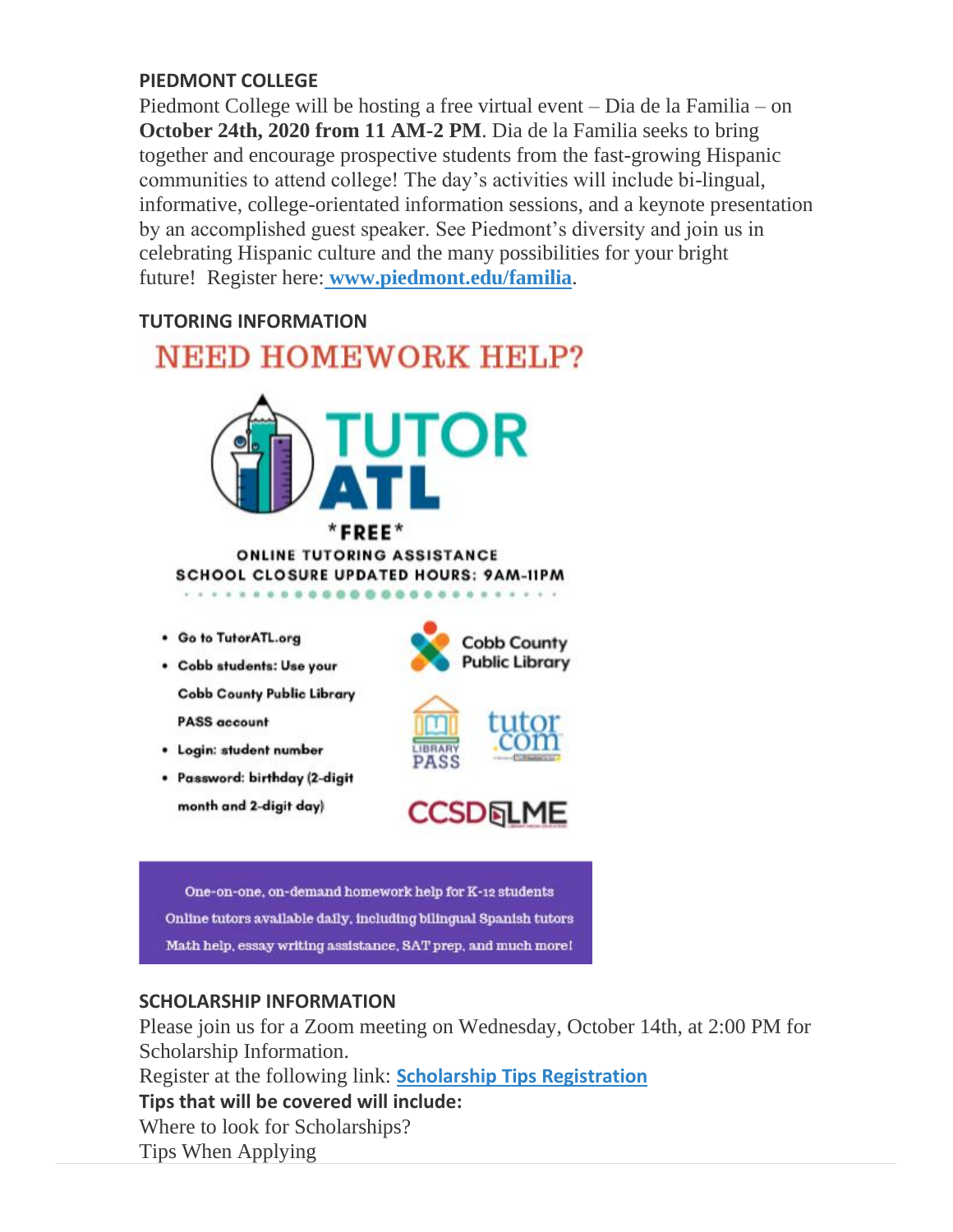**PIEDMONT COLLEGE**

Piedmont College will be hosting a free virtual event – Dia de la Familia – on **October 24th, 2020 from 11 AM-2 PM**. Dia de la Familia seeks to bring together and encourage prospective students from the fast-growing Hispanic communities to attend college! The day's activities will include bi-lingual, informative, college-orientated information sessions, and a keynote presentation by an accomplished guest speaker. See Piedmont's diversity and join us in celebrating Hispanic culture and the many possibilities for your bright future! Register here: **www.piedmont.edu/familia**.

**TUTORING INFORMATION**

NEED HOMEWORK HELP?

TUTOR ATL

*FREE*

ONLINE TUTORING ASSISTANCE

SCHOOL CLOSURE UPDATED HOURS: 9AM-11PM

- Go to TutorATL.org
- Cobb students: Use your Cobb County Public Library PASS account
- Login: student number
- Password: birthday (2-digit month and 2-digit day)

Cobb County Public Library

LIBRARY PASS

tutor.com

CCSD LME

One-on-one, on-demand homework help for K-12 students

Online tutors available daily, including bilingual Spanish tutors

Math help, essay writing assistance, SAT prep, and much more!

**SCHOLARSHIP INFORMATION**

Please join us for a Zoom meeting on Wednesday, October 14th, at 2:00 PM for Scholarship Information.

Register at the following link: **Scholarship Tips Registration**

**Tips that will be covered will include:**

Where to look for Scholarships?

Tips When Applying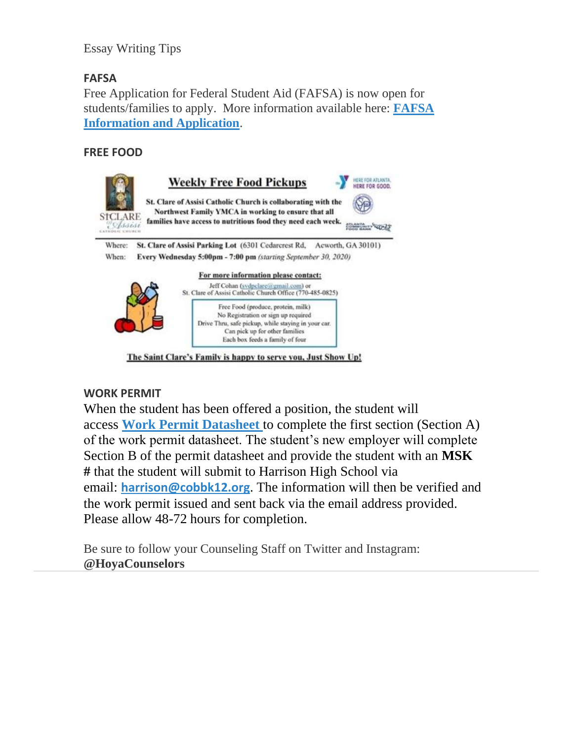Essay Writing Tips

### FAFSA

Free Application for Federal Student Aid (FAFSA) is now open for students/families to apply. More information available here: **FAFSA Information and Application**.

### FREE FOOD

**Weekly Free Food Pickups**

HERE FOR ATLANTA. HERE FOR GOOD.

St. Clare of Assisi Catholic Church is collaborating with the Northwest Family YMCA in working to ensure that all families have access to nutritious food they need each week.

Where: St. Clare of Assisi Parking Lot (6301 Cedarcrest Rd, Acworth, GA 30101)

When: Every Wednesday 5:00pm - 7:00 pm *(starting September 30, 2020)*

**For more information please contact:**

Jeff Cohan (svdpclare@gmail.com) or
St. Clare of Assisi Catholic Church Office (770-485-0825)

Free Food (produce, protein, milk)
No Registration or sign up required
Drive Thru, safe pickup, while staying in your car.
Can pick up for other families
Each box feeds a family of four

**The Saint Clare's Family is happy to serve you. Just Show Up!**

### WORK PERMIT

When the student has been offered a position, the student will access **Work Permit Datasheet** to complete the first section (Section A) of the work permit datasheet. The student's new employer will complete Section B of the permit datasheet and provide the student with an **MSK #** that the student will submit to Harrison High School via email: **harrison@cobbk12.org**. The information will then be verified and the work permit issued and sent back via the email address provided. Please allow 48-72 hours for completion.

Be sure to follow your Counseling Staff on Twitter and Instagram: **@HoyaCounselors**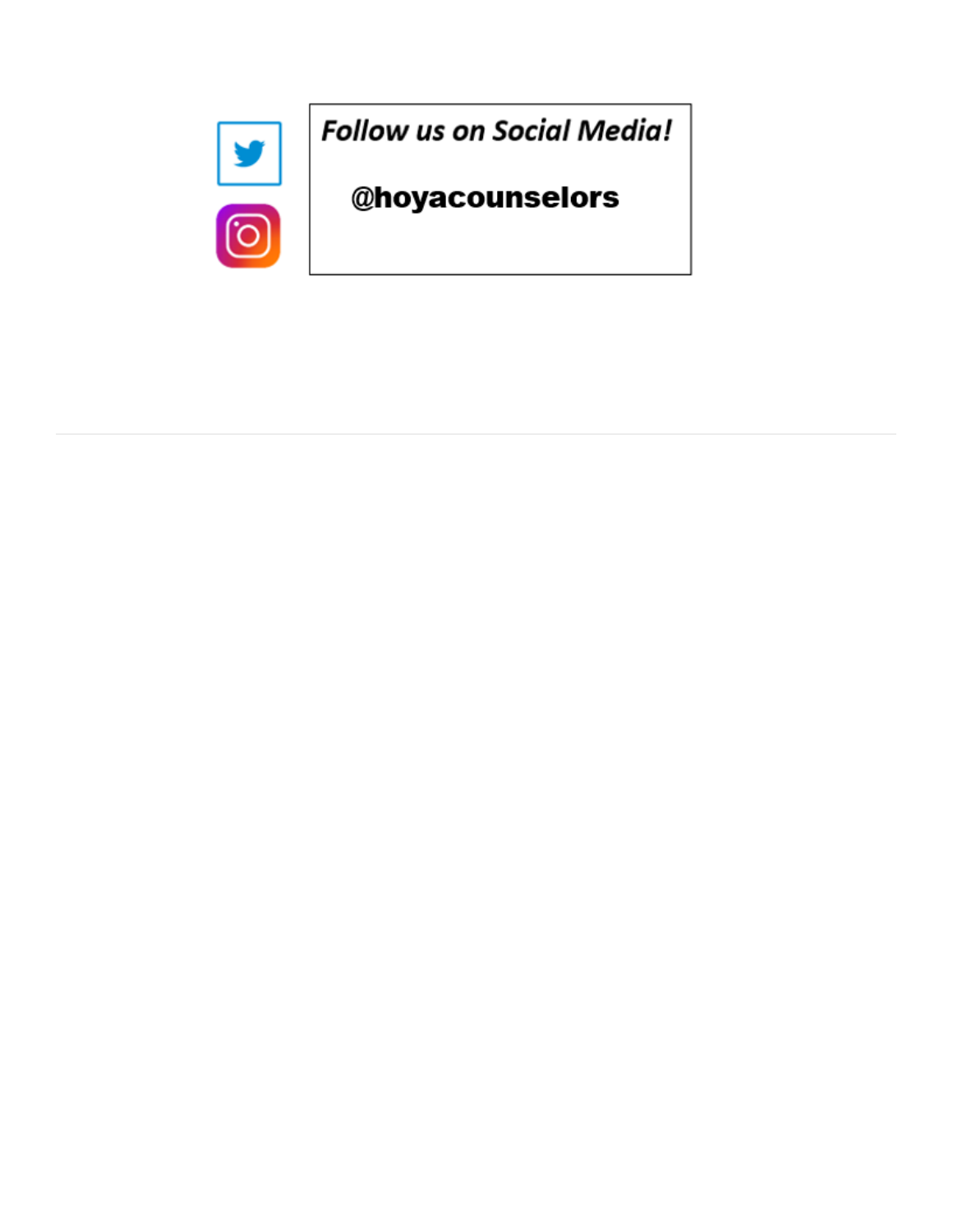*Follow us on Social Media!*

**@hoyacounselors**

---